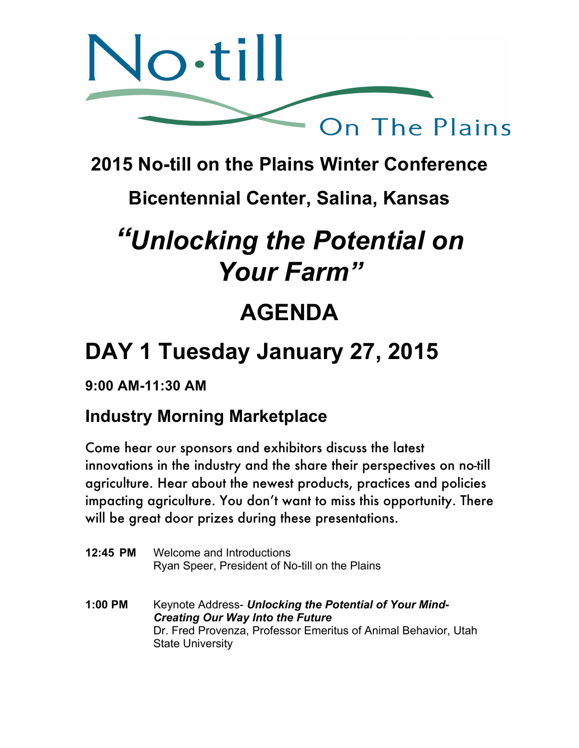No·till On The Plains

## 2015 No-till on the Plains Winter Conference

## Bicentennial Center, Salina, Kansas

# *"Unlocking the Potential on Your Farm"*

# AGENDA

# DAY 1 Tuesday January 27, 2015

**9:00 AM-11:30 AM**

### Industry Morning Marketplace

Come hear our sponsors and exhibitors discuss the latest innovations in the industry and the share their perspectives on no-till agriculture. Hear about the newest products, practices and policies impacting agriculture. You don't want to miss this opportunity. There will be great door prizes during these presentations.

**12:45 PM** Welcome and Introductions
Ryan Speer, President of No-till on the Plains

**1:00 PM** Keynote Address- ***Unlocking the Potential of Your Mind-Creating Our Way Into the Future***
Dr. Fred Provenza, Professor Emeritus of Animal Behavior, Utah State University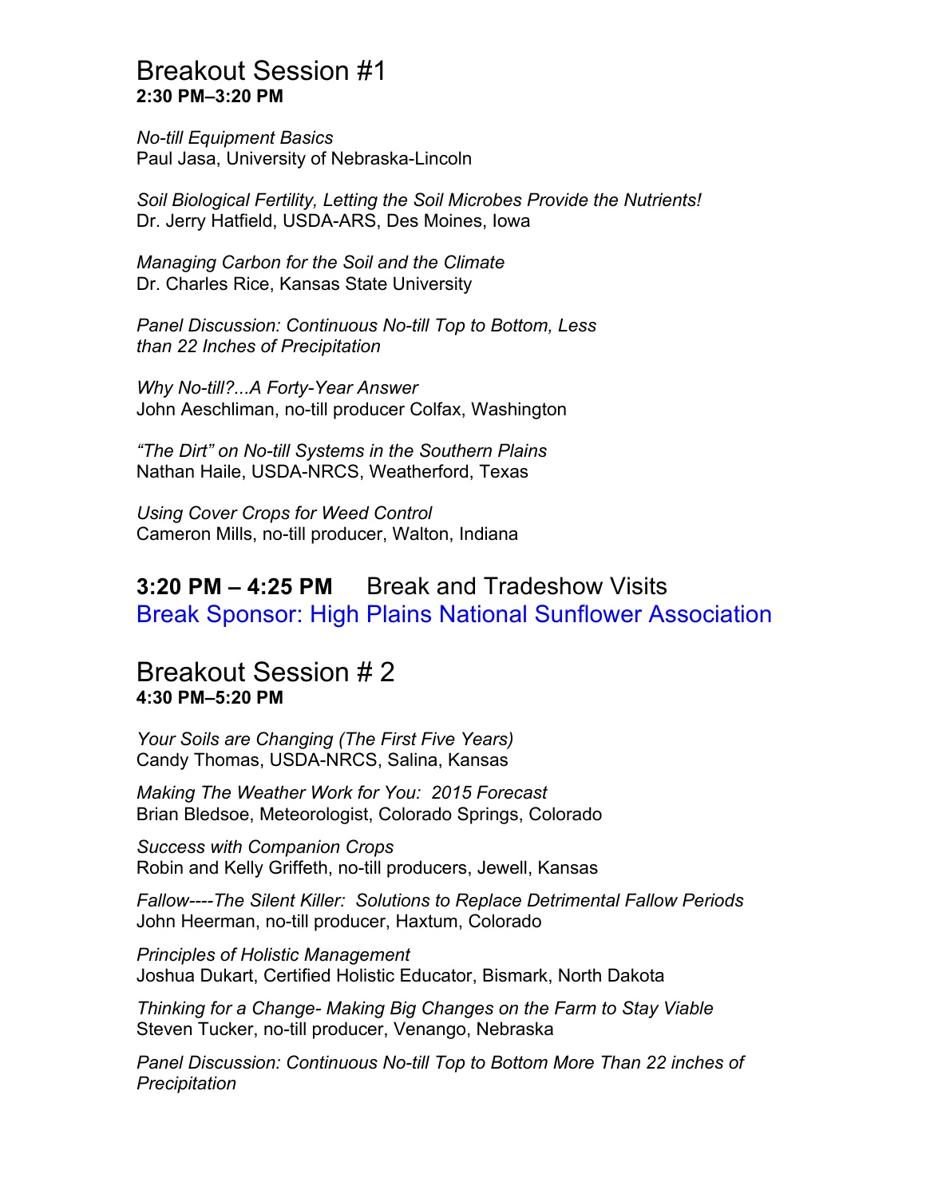## Breakout Session #1

**2:30 PM–3:20 PM**

*No-till Equipment Basics*
Paul Jasa, University of Nebraska-Lincoln

*Soil Biological Fertility, Letting the Soil Microbes Provide the Nutrients!*
Dr. Jerry Hatfield, USDA-ARS, Des Moines, Iowa

*Managing Carbon for the Soil and the Climate*
Dr. Charles Rice, Kansas State University

*Panel Discussion: Continuous No-till Top to Bottom, Less than 22 Inches of Precipitation*

*Why No-till?...A Forty-Year Answer*
John Aeschliman, no-till producer Colfax, Washington

*"The Dirt" on No-till Systems in the Southern Plains*
Nathan Haile, USDA-NRCS, Weatherford, Texas

*Using Cover Crops for Weed Control*
Cameron Mills, no-till producer, Walton, Indiana

## **3:20 PM – 4:25 PM** Break and Tradeshow Visits

Break Sponsor: High Plains National Sunflower Association

## Breakout Session # 2

**4:30 PM–5:20 PM**

*Your Soils are Changing (The First Five Years)*
Candy Thomas, USDA-NRCS, Salina, Kansas

*Making The Weather Work for You: 2015 Forecast*
Brian Bledsoe, Meteorologist, Colorado Springs, Colorado

*Success with Companion Crops*
Robin and Kelly Griffeth, no-till producers, Jewell, Kansas

*Fallow----The Silent Killer: Solutions to Replace Detrimental Fallow Periods*
John Heerman, no-till producer, Haxtum, Colorado

*Principles of Holistic Management*
Joshua Dukart, Certified Holistic Educator, Bismark, North Dakota

*Thinking for a Change- Making Big Changes on the Farm to Stay Viable*
Steven Tucker, no-till producer, Venango, Nebraska

*Panel Discussion: Continuous No-till Top to Bottom More Than 22 inches of Precipitation*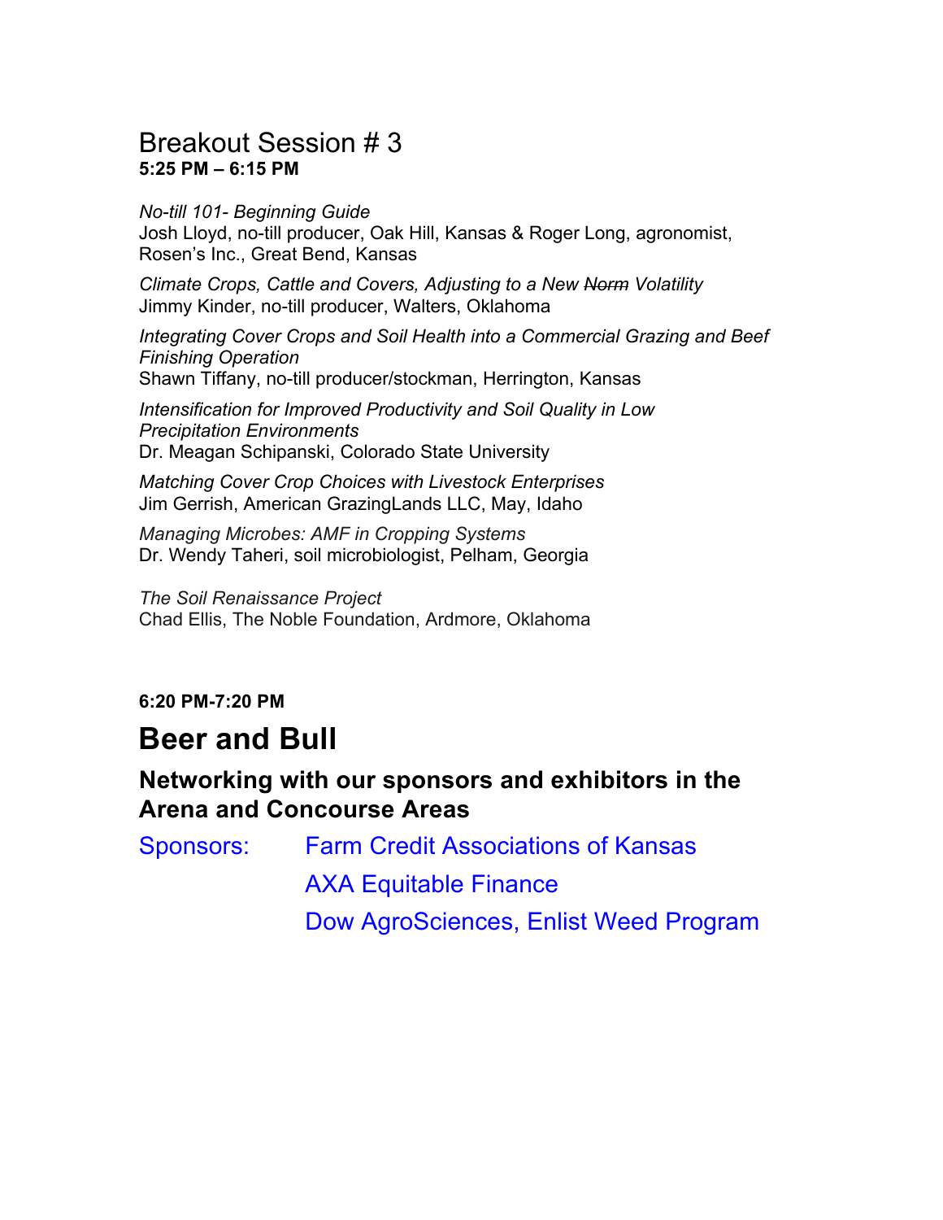## Breakout Session # 3
**5:25 PM – 6:15 PM**

*No-till 101- Beginning Guide*
Josh Lloyd, no-till producer, Oak Hill, Kansas & Roger Long, agronomist, Rosen's Inc., Great Bend, Kansas

*Climate Crops, Cattle and Covers, Adjusting to a New ~~Norm~~ Volatility*
Jimmy Kinder, no-till producer, Walters, Oklahoma

*Integrating Cover Crops and Soil Health into a Commercial Grazing and Beef Finishing Operation*
Shawn Tiffany, no-till producer/stockman, Herrington, Kansas

*Intensification for Improved Productivity and Soil Quality in Low Precipitation Environments*
Dr. Meagan Schipanski, Colorado State University

*Matching Cover Crop Choices with Livestock Enterprises*
Jim Gerrish, American GrazingLands LLC, May, Idaho

*Managing Microbes: AMF in Cropping Systems*
Dr. Wendy Taheri, soil microbiologist, Pelham, Georgia

*The Soil Renaissance Project*
Chad Ellis, The Noble Foundation, Ardmore, Oklahoma

**6:20 PM-7:20 PM**

# Beer and Bull

### Networking with our sponsors and exhibitors in the Arena and Concourse Areas

Sponsors: Farm Credit Associations of Kansas
AXA Equitable Finance
Dow AgroSciences, Enlist Weed Program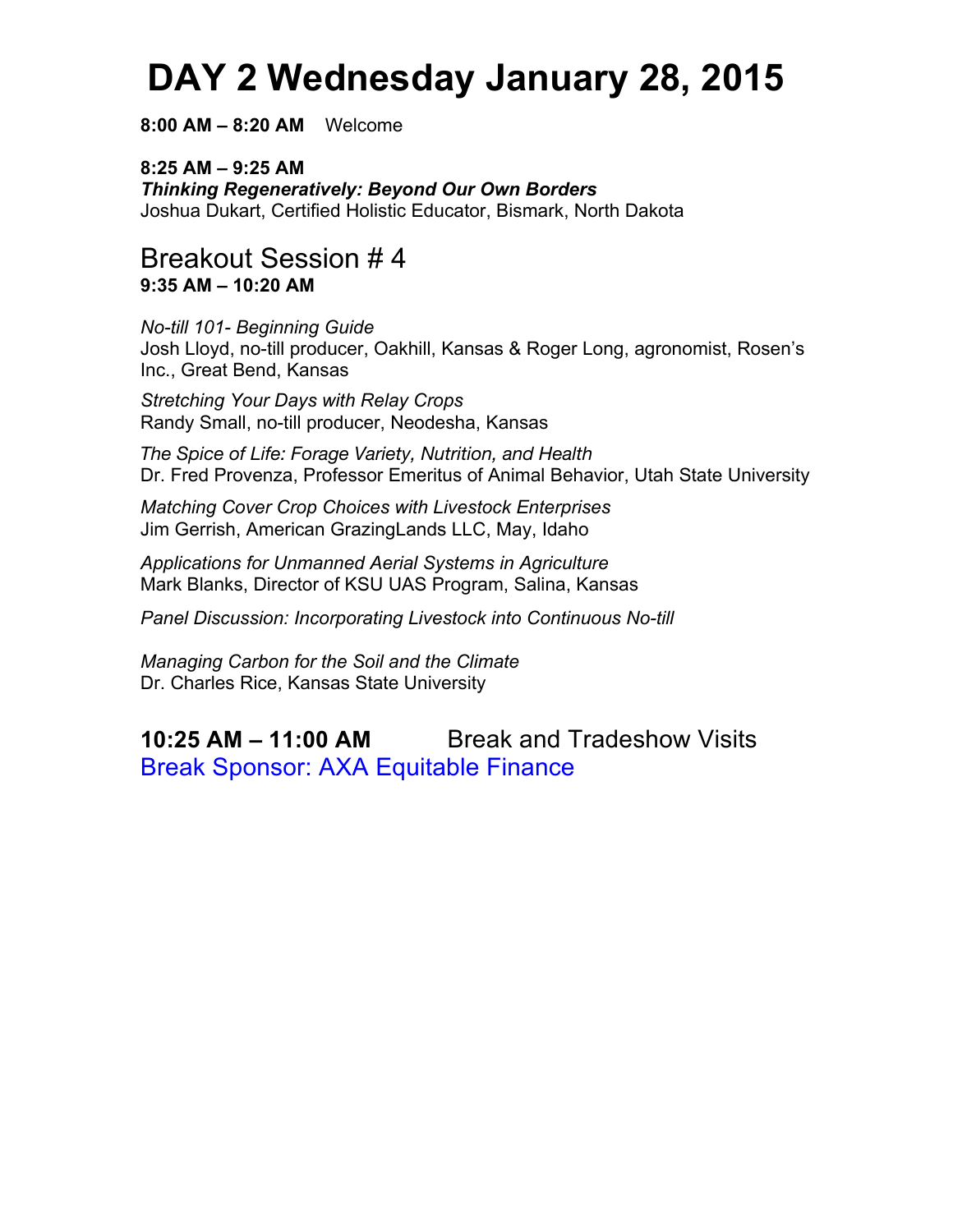# DAY 2 Wednesday January 28, 2015

**8:00 AM – 8:20 AM** Welcome

**8:25 AM – 9:25 AM**
***Thinking Regeneratively: Beyond Our Own Borders***
Joshua Dukart, Certified Holistic Educator, Bismark, North Dakota

## Breakout Session # 4

**9:35 AM – 10:20 AM**

*No-till 101- Beginning Guide*
Josh Lloyd, no-till producer, Oakhill, Kansas & Roger Long, agronomist, Rosen's Inc., Great Bend, Kansas

*Stretching Your Days with Relay Crops*
Randy Small, no-till producer, Neodesha, Kansas

*The Spice of Life: Forage Variety, Nutrition, and Health*
Dr. Fred Provenza, Professor Emeritus of Animal Behavior, Utah State University

*Matching Cover Crop Choices with Livestock Enterprises*
Jim Gerrish, American GrazingLands LLC, May, Idaho

*Applications for Unmanned Aerial Systems in Agriculture*
Mark Blanks, Director of KSU UAS Program, Salina, Kansas

*Panel Discussion: Incorporating Livestock into Continuous No-till*

*Managing Carbon for the Soil and the Climate*
Dr. Charles Rice, Kansas State University

**10:25 AM – 11:00 AM** Break and Tradeshow Visits
Break Sponsor: AXA Equitable Finance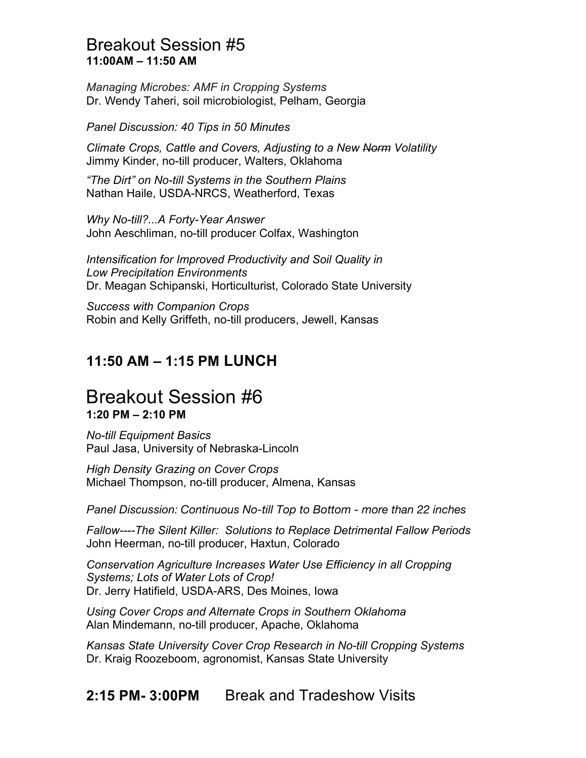## Breakout Session #5
**11:00AM – 11:50 AM**

*Managing Microbes: AMF in Cropping Systems*
Dr. Wendy Taheri, soil microbiologist, Pelham, Georgia

*Panel Discussion: 40 Tips in 50 Minutes*

*Climate Crops, Cattle and Covers, Adjusting to a New ~~Norm~~ Volatility*
Jimmy Kinder, no-till producer, Walters, Oklahoma

*"The Dirt" on No-till Systems in the Southern Plains*
Nathan Haile, USDA-NRCS, Weatherford, Texas

*Why No-till?...A Forty-Year Answer*
John Aeschliman, no-till producer Colfax, Washington

*Intensification for Improved Productivity and Soil Quality in Low Precipitation Environments*
Dr. Meagan Schipanski, Horticulturist, Colorado State University

*Success with Companion Crops*
Robin and Kelly Griffeth, no-till producers, Jewell, Kansas

### 11:50 AM – 1:15 PM LUNCH

## Breakout Session #6
**1:20 PM – 2:10 PM**

*No-till Equipment Basics*
Paul Jasa, University of Nebraska-Lincoln

*High Density Grazing on Cover Crops*
Michael Thompson, no-till producer, Almena, Kansas

*Panel Discussion: Continuous No-till Top to Bottom - more than 22 inches*

*Fallow----The Silent Killer: Solutions to Replace Detrimental Fallow Periods*
John Heerman, no-till producer, Haxtun, Colorado

*Conservation Agriculture Increases Water Use Efficiency in all Cropping Systems; Lots of Water Lots of Crop!*
Dr. Jerry Hatifield, USDA-ARS, Des Moines, Iowa

*Using Cover Crops and Alternate Crops in Southern Oklahoma*
Alan Mindemann, no-till producer, Apache, Oklahoma

*Kansas State University Cover Crop Research in No-till Cropping Systems*
Dr. Kraig Roozeboom, agronomist, Kansas State University

### 2:15 PM- 3:00PM Break and Tradeshow Visits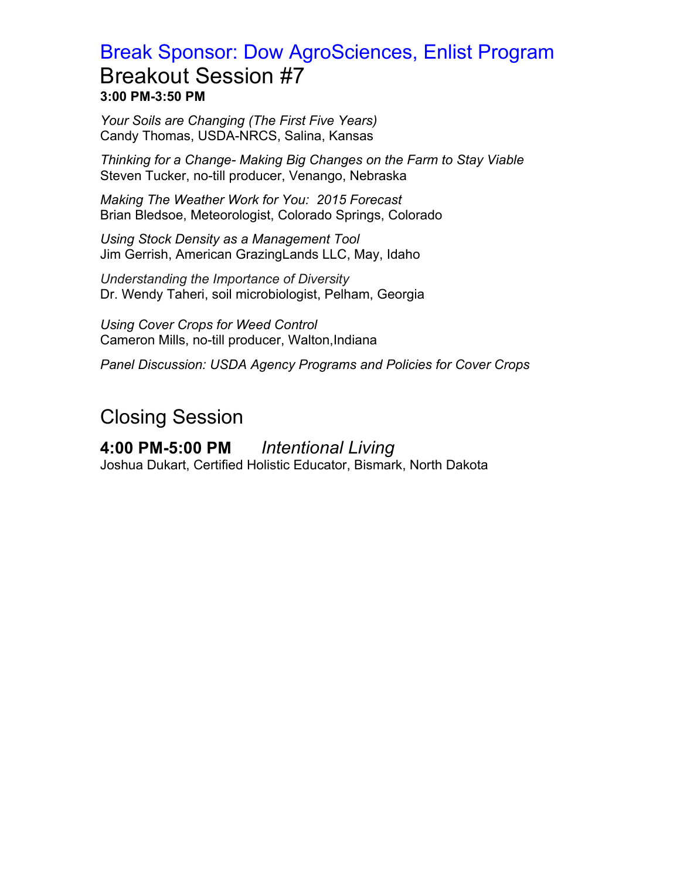## Break Sponsor: Dow AgroSciences, Enlist Program

## Breakout Session #7

**3:00 PM-3:50 PM**

*Your Soils are Changing (The First Five Years)*
Candy Thomas, USDA-NRCS, Salina, Kansas

*Thinking for a Change- Making Big Changes on the Farm to Stay Viable*
Steven Tucker, no-till producer, Venango, Nebraska

*Making The Weather Work for You: 2015 Forecast*
Brian Bledsoe, Meteorologist, Colorado Springs, Colorado

*Using Stock Density as a Management Tool*
Jim Gerrish, American GrazingLands LLC, May, Idaho

*Understanding the Importance of Diversity*
Dr. Wendy Taheri, soil microbiologist, Pelham, Georgia

*Using Cover Crops for Weed Control*
Cameron Mills, no-till producer, Walton,Indiana

*Panel Discussion: USDA Agency Programs and Policies for Cover Crops*

## Closing Session

**4:00 PM-5:00 PM** *Intentional Living*
Joshua Dukart, Certified Holistic Educator, Bismark, North Dakota